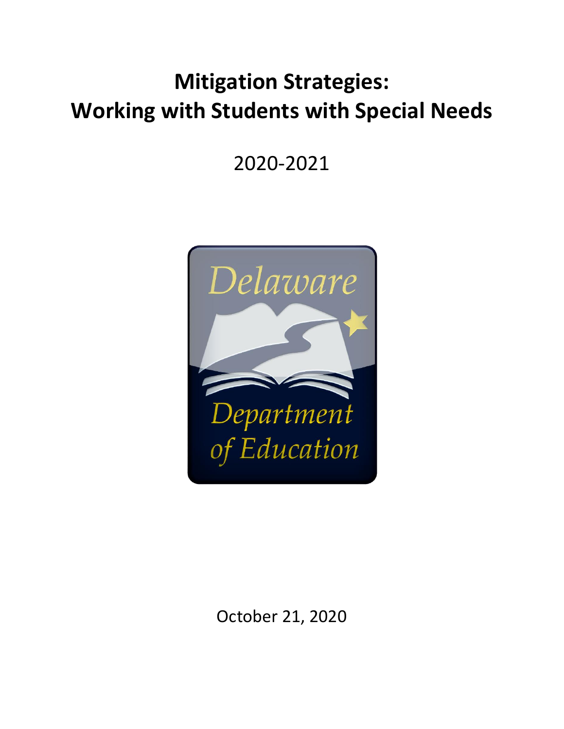# Mitigation Strategies: Working with Students with Special Needs

2020-2021

Delaware Department of Education

October 21, 2020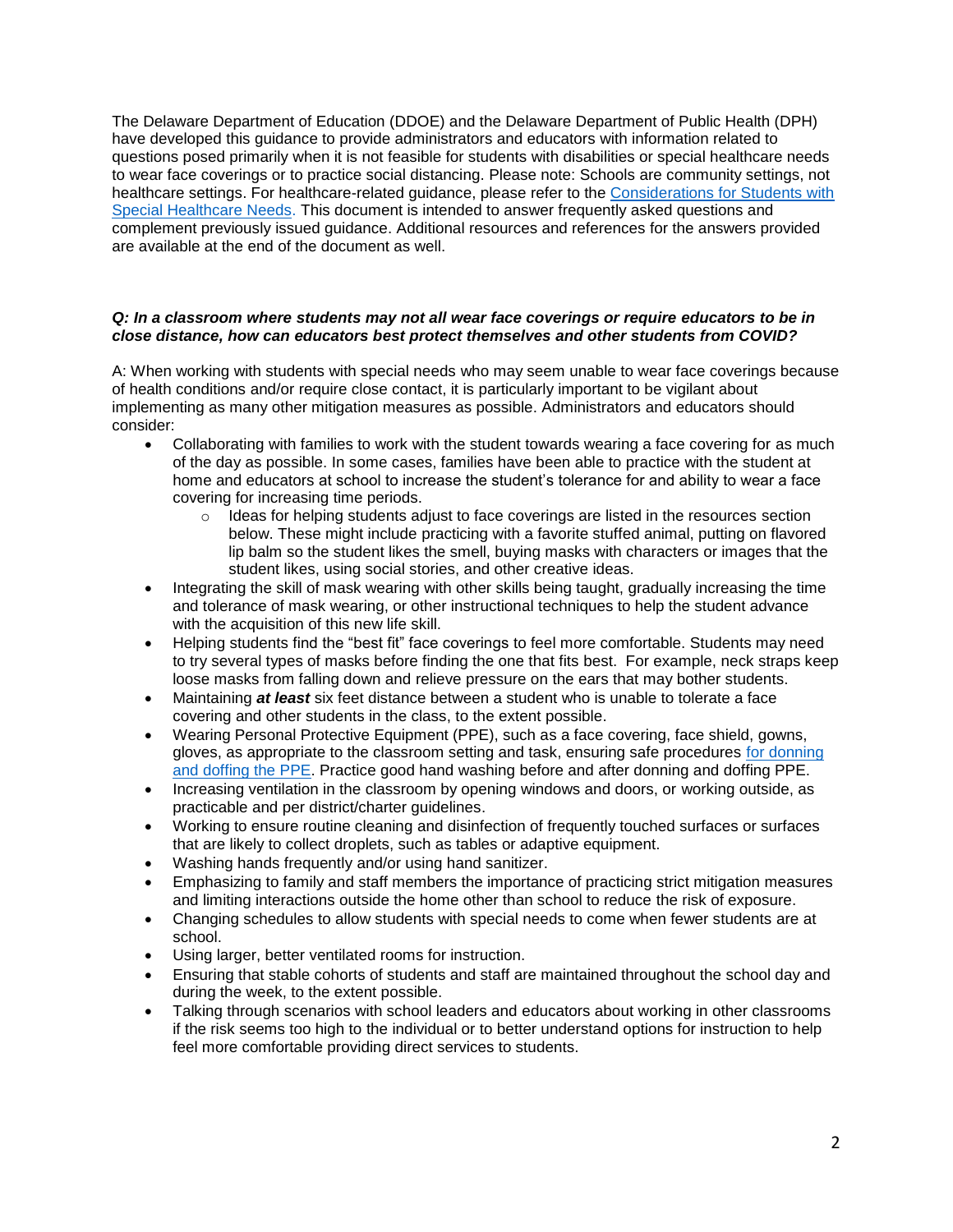The Delaware Department of Education (DDOE) and the Delaware Department of Public Health (DPH) have developed this guidance to provide administrators and educators with information related to questions posed primarily when it is not feasible for students with disabilities or special healthcare needs to wear face coverings or to practice social distancing. Please note: Schools are community settings, not healthcare settings. For healthcare-related guidance, please refer to the [Considerations for Students with Special Healthcare Needs](). This document is intended to answer frequently asked questions and complement previously issued guidance. Additional resources and references for the answers provided are available at the end of the document as well.

***Q: In a classroom where students may not all wear face coverings or require educators to be in close distance, how can educators best protect themselves and other students from COVID?***

A: When working with students with special needs who may seem unable to wear face coverings because of health conditions and/or require close contact, it is particularly important to be vigilant about implementing as many other mitigation measures as possible. Administrators and educators should consider:

- Collaborating with families to work with the student towards wearing a face covering for as much of the day as possible. In some cases, families have been able to practice with the student at home and educators at school to increase the student's tolerance for and ability to wear a face covering for increasing time periods.
  - Ideas for helping students adjust to face coverings are listed in the resources section below. These might include practicing with a favorite stuffed animal, putting on flavored lip balm so the student likes the smell, buying masks with characters or images that the student likes, using social stories, and other creative ideas.
- Integrating the skill of mask wearing with other skills being taught, gradually increasing the time and tolerance of mask wearing, or other instructional techniques to help the student advance with the acquisition of this new life skill.
- Helping students find the "best fit" face coverings to feel more comfortable. Students may need to try several types of masks before finding the one that fits best. For example, neck straps keep loose masks from falling down and relieve pressure on the ears that may bother students.
- Maintaining ***at least*** six feet distance between a student who is unable to tolerate a face covering and other students in the class, to the extent possible.
- Wearing Personal Protective Equipment (PPE), such as a face covering, face shield, gowns, gloves, as appropriate to the classroom setting and task, ensuring safe procedures [for donning and doffing the PPE](). Practice good hand washing before and after donning and doffing PPE.
- Increasing ventilation in the classroom by opening windows and doors, or working outside, as practicable and per district/charter guidelines.
- Working to ensure routine cleaning and disinfection of frequently touched surfaces or surfaces that are likely to collect droplets, such as tables or adaptive equipment.
- Washing hands frequently and/or using hand sanitizer.
- Emphasizing to family and staff members the importance of practicing strict mitigation measures and limiting interactions outside the home other than school to reduce the risk of exposure.
- Changing schedules to allow students with special needs to come when fewer students are at school.
- Using larger, better ventilated rooms for instruction.
- Ensuring that stable cohorts of students and staff are maintained throughout the school day and during the week, to the extent possible.
- Talking through scenarios with school leaders and educators about working in other classrooms if the risk seems too high to the individual or to better understand options for instruction to help feel more comfortable providing direct services to students.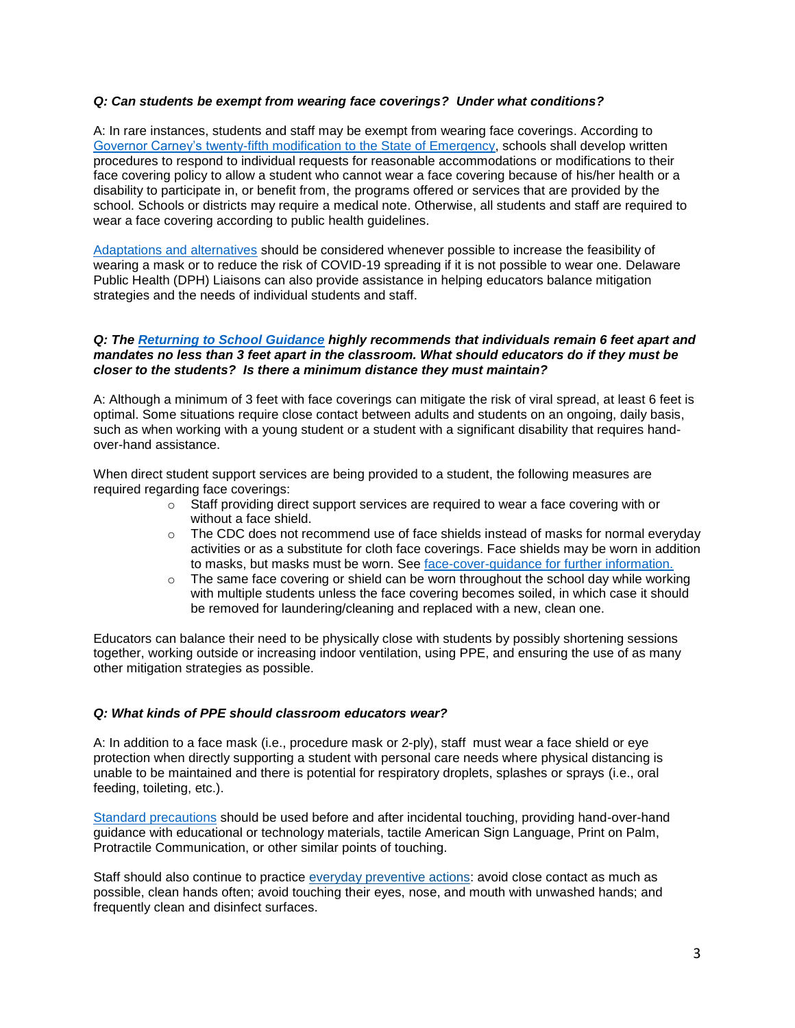***Q: Can students be exempt from wearing face coverings? Under what conditions?***

A: In rare instances, students and staff may be exempt from wearing face coverings. According to [Governor Carney's twenty-fifth modification to the State of Emergency](), schools shall develop written procedures to respond to individual requests for reasonable accommodations or modifications to their face covering policy to allow a student who cannot wear a face covering because of his/her health or a disability to participate in, or benefit from, the programs offered or services that are provided by the school. Schools or districts may require a medical note. Otherwise, all students and staff are required to wear a face covering according to public health guidelines.

[Adaptations and alternatives]() should be considered whenever possible to increase the feasibility of wearing a mask or to reduce the risk of COVID-19 spreading if it is not possible to wear one. Delaware Public Health (DPH) Liaisons can also provide assistance in helping educators balance mitigation strategies and the needs of individual students and staff.

***Q: The [Returning to School Guidance]() highly recommends that individuals remain 6 feet apart and mandates no less than 3 feet apart in the classroom. What should educators do if they must be closer to the students? Is there a minimum distance they must maintain?***

A: Although a minimum of 3 feet with face coverings can mitigate the risk of viral spread, at least 6 feet is optimal. Some situations require close contact between adults and students on an ongoing, daily basis, such as when working with a young student or a student with a significant disability that requires hand-over-hand assistance.

When direct student support services are being provided to a student, the following measures are required regarding face coverings:

- Staff providing direct support services are required to wear a face covering with or without a face shield.
- The CDC does not recommend use of face shields instead of masks for normal everyday activities or as a substitute for cloth face coverings. Face shields may be worn in addition to masks, but masks must be worn. See [face-cover-guidance for further information.]()
- The same face covering or shield can be worn throughout the school day while working with multiple students unless the face covering becomes soiled, in which case it should be removed for laundering/cleaning and replaced with a new, clean one.

Educators can balance their need to be physically close with students by possibly shortening sessions together, working outside or increasing indoor ventilation, using PPE, and ensuring the use of as many other mitigation strategies as possible.

***Q: What kinds of PPE should classroom educators wear?***

A: In addition to a face mask (i.e., procedure mask or 2-ply), staff must wear a face shield or eye protection when directly supporting a student with personal care needs where physical distancing is unable to be maintained and there is potential for respiratory droplets, splashes or sprays (i.e., oral feeding, toileting, etc.).

[Standard precautions]() should be used before and after incidental touching, providing hand-over-hand guidance with educational or technology materials, tactile American Sign Language, Print on Palm, Protractile Communication, or other similar points of touching.

Staff should also continue to practice [everyday preventive actions](): avoid close contact as much as possible, clean hands often; avoid touching their eyes, nose, and mouth with unwashed hands; and frequently clean and disinfect surfaces.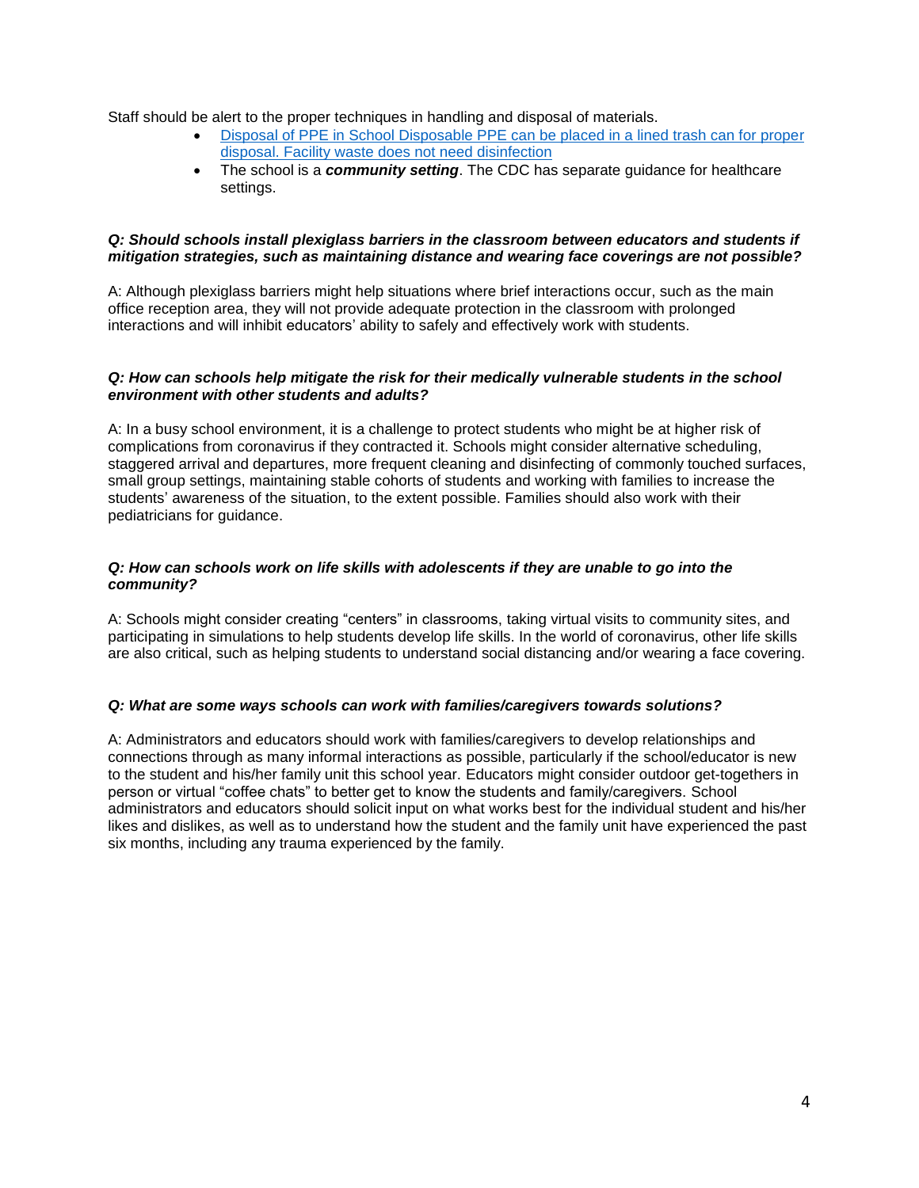Staff should be alert to the proper techniques in handling and disposal of materials.

- Disposal of PPE in School Disposable PPE can be placed in a lined trash can for proper disposal. Facility waste does not need disinfection
- The school is a ***community setting***. The CDC has separate guidance for healthcare settings.

***Q: Should schools install plexiglass barriers in the classroom between educators and students if mitigation strategies, such as maintaining distance and wearing face coverings are not possible?***

A: Although plexiglass barriers might help situations where brief interactions occur, such as the main office reception area, they will not provide adequate protection in the classroom with prolonged interactions and will inhibit educators' ability to safely and effectively work with students.

***Q: How can schools help mitigate the risk for their medically vulnerable students in the school environment with other students and adults?***

A: In a busy school environment, it is a challenge to protect students who might be at higher risk of complications from coronavirus if they contracted it. Schools might consider alternative scheduling, staggered arrival and departures, more frequent cleaning and disinfecting of commonly touched surfaces, small group settings, maintaining stable cohorts of students and working with families to increase the students' awareness of the situation, to the extent possible. Families should also work with their pediatricians for guidance.

***Q: How can schools work on life skills with adolescents if they are unable to go into the community?***

A: Schools might consider creating "centers" in classrooms, taking virtual visits to community sites, and participating in simulations to help students develop life skills. In the world of coronavirus, other life skills are also critical, such as helping students to understand social distancing and/or wearing a face covering.

***Q: What are some ways schools can work with families/caregivers towards solutions?***

A: Administrators and educators should work with families/caregivers to develop relationships and connections through as many informal interactions as possible, particularly if the school/educator is new to the student and his/her family unit this school year. Educators might consider outdoor get-togethers in person or virtual "coffee chats" to better get to know the students and family/caregivers. School administrators and educators should solicit input on what works best for the individual student and his/her likes and dislikes, as well as to understand how the student and the family unit have experienced the past six months, including any trauma experienced by the family.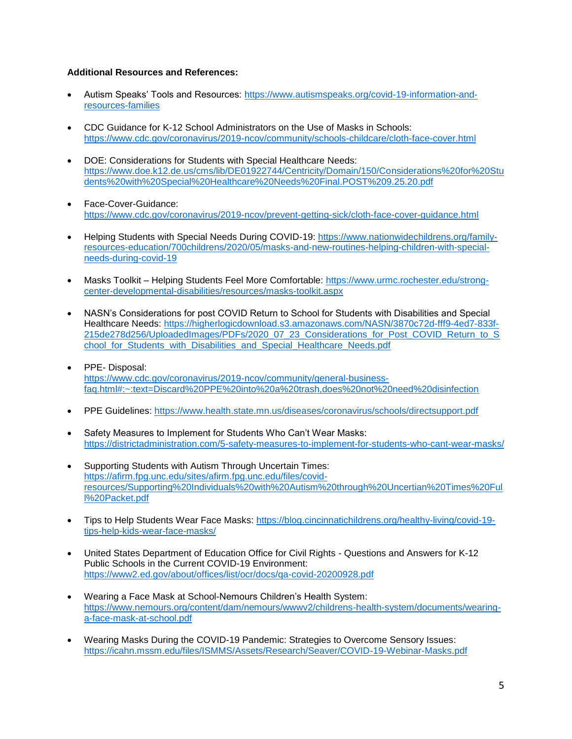**Additional Resources and References:**

- Autism Speaks' Tools and Resources: https://www.autismspeaks.org/covid-19-information-and-resources-families

- CDC Guidance for K-12 School Administrators on the Use of Masks in Schools: https://www.cdc.gov/coronavirus/2019-ncov/community/schools-childcare/cloth-face-cover.html

- DOE: Considerations for Students with Special Healthcare Needs: https://www.doe.k12.de.us/cms/lib/DE01922744/Centricity/Domain/150/Considerations%20for%20Students%20with%20Special%20Healthcare%20Needs%20Final.POST%209.25.20.pdf

- Face-Cover-Guidance: https://www.cdc.gov/coronavirus/2019-ncov/prevent-getting-sick/cloth-face-cover-guidance.html

- Helping Students with Special Needs During COVID-19: https://www.nationwidechildrens.org/family-resources-education/700childrens/2020/05/masks-and-new-routines-helping-children-with-special-needs-during-covid-19

- Masks Toolkit – Helping Students Feel More Comfortable: https://www.urmc.rochester.edu/strong-center-developmental-disabilities/resources/masks-toolkit.aspx

- NASN's Considerations for post COVID Return to School for Students with Disabilities and Special Healthcare Needs: https://higherlogicdownload.s3.amazonaws.com/NASN/3870c72d-fff9-4ed7-833f-215de278d256/UploadedImages/PDFs/2020_07_23_Considerations_for_Post_COVID_Return_to_School_for_Students_with_Disabilities_and_Special_Healthcare_Needs.pdf

- PPE- Disposal: https://www.cdc.gov/coronavirus/2019-ncov/community/general-business-faq.html#:~:text=Discard%20PPE%20into%20a%20trash,does%20not%20need%20disinfection

- PPE Guidelines: https://www.health.state.mn.us/diseases/coronavirus/schools/directsupport.pdf

- Safety Measures to Implement for Students Who Can't Wear Masks: https://districtadministration.com/5-safety-measures-to-implement-for-students-who-cant-wear-masks/

- Supporting Students with Autism Through Uncertain Times: https://afirm.fpg.unc.edu/sites/afirm.fpg.unc.edu/files/covid-resources/Supporting%20Individuals%20with%20Autism%20through%20Uncertian%20Times%20Full%20Packet.pdf

- Tips to Help Students Wear Face Masks: https://blog.cincinnatichildrens.org/healthy-living/covid-19-tips-help-kids-wear-face-masks/

- United States Department of Education Office for Civil Rights - Questions and Answers for K-12 Public Schools in the Current COVID-19 Environment: https://www2.ed.gov/about/offices/list/ocr/docs/qa-covid-20200928.pdf

- Wearing a Face Mask at School-Nemours Children's Health System: https://www.nemours.org/content/dam/nemours/wwwv2/childrens-health-system/documents/wearing-a-face-mask-at-school.pdf

- Wearing Masks During the COVID-19 Pandemic: Strategies to Overcome Sensory Issues: https://icahn.mssm.edu/files/ISMMS/Assets/Research/Seaver/COVID-19-Webinar-Masks.pdf